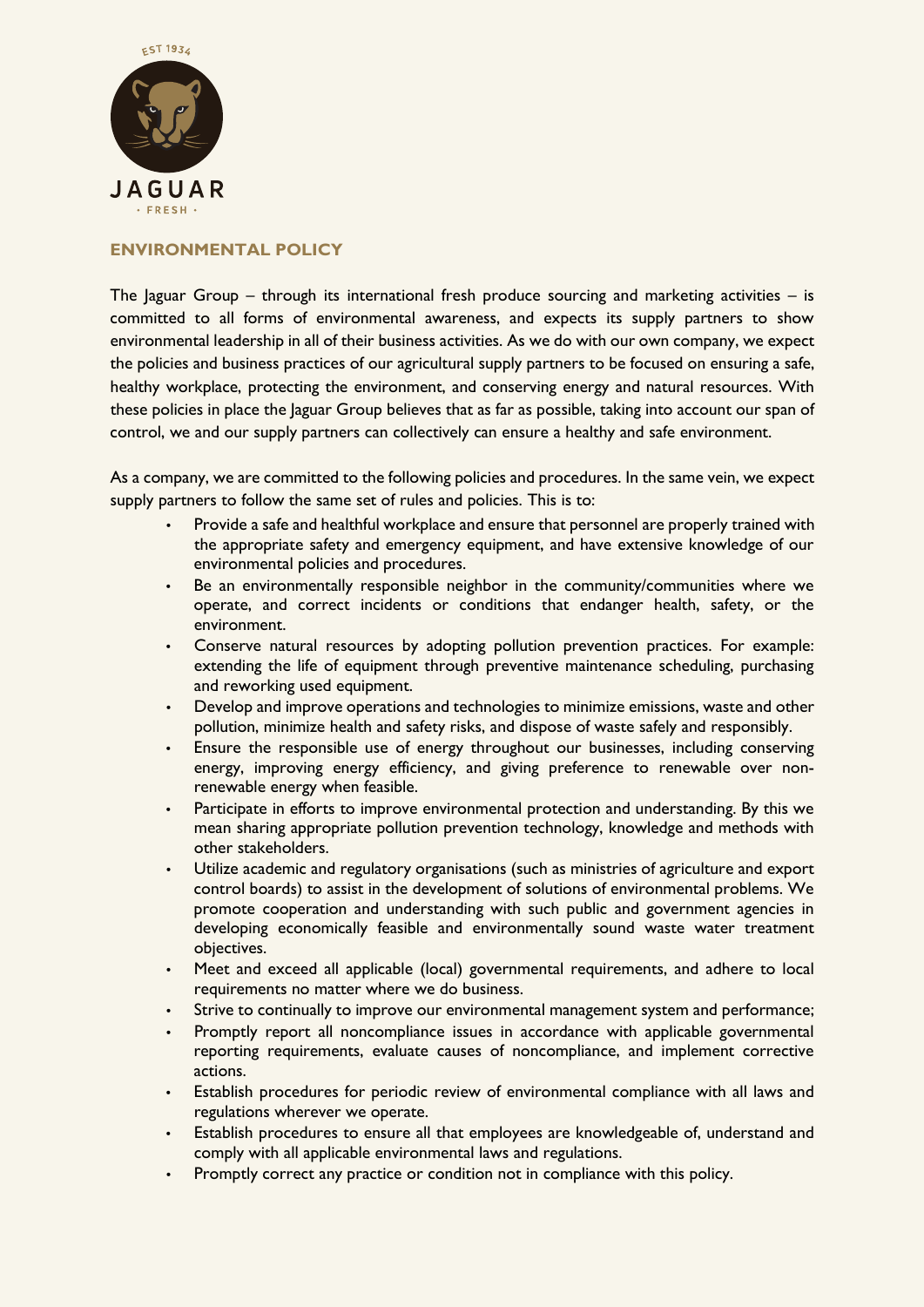EST 1934

JAGUAR

· FRESH ·

## ENVIRONMENTAL POLICY

The Jaguar Group – through its international fresh produce sourcing and marketing activities – is committed to all forms of environmental awareness, and expects its supply partners to show environmental leadership in all of their business activities. As we do with our own company, we expect the policies and business practices of our agricultural supply partners to be focused on ensuring a safe, healthy workplace, protecting the environment, and conserving energy and natural resources. With these policies in place the Jaguar Group believes that as far as possible, taking into account our span of control, we and our supply partners can collectively can ensure a healthy and safe environment.

As a company, we are committed to the following policies and procedures. In the same vein, we expect supply partners to follow the same set of rules and policies. This is to:

- Provide a safe and healthful workplace and ensure that personnel are properly trained with the appropriate safety and emergency equipment, and have extensive knowledge of our environmental policies and procedures.
- Be an environmentally responsible neighbor in the community/communities where we operate, and correct incidents or conditions that endanger health, safety, or the environment.
- Conserve natural resources by adopting pollution prevention practices. For example: extending the life of equipment through preventive maintenance scheduling, purchasing and reworking used equipment.
- Develop and improve operations and technologies to minimize emissions, waste and other pollution, minimize health and safety risks, and dispose of waste safely and responsibly.
- Ensure the responsible use of energy throughout our businesses, including conserving energy, improving energy efficiency, and giving preference to renewable over non-renewable energy when feasible.
- Participate in efforts to improve environmental protection and understanding. By this we mean sharing appropriate pollution prevention technology, knowledge and methods with other stakeholders.
- Utilize academic and regulatory organisations (such as ministries of agriculture and export control boards) to assist in the development of solutions of environmental problems. We promote cooperation and understanding with such public and government agencies in developing economically feasible and environmentally sound waste water treatment objectives.
- Meet and exceed all applicable (local) governmental requirements, and adhere to local requirements no matter where we do business.
- Strive to continually to improve our environmental management system and performance;
- Promptly report all noncompliance issues in accordance with applicable governmental reporting requirements, evaluate causes of noncompliance, and implement corrective actions.
- Establish procedures for periodic review of environmental compliance with all laws and regulations wherever we operate.
- Establish procedures to ensure all that employees are knowledgeable of, understand and comply with all applicable environmental laws and regulations.
- Promptly correct any practice or condition not in compliance with this policy.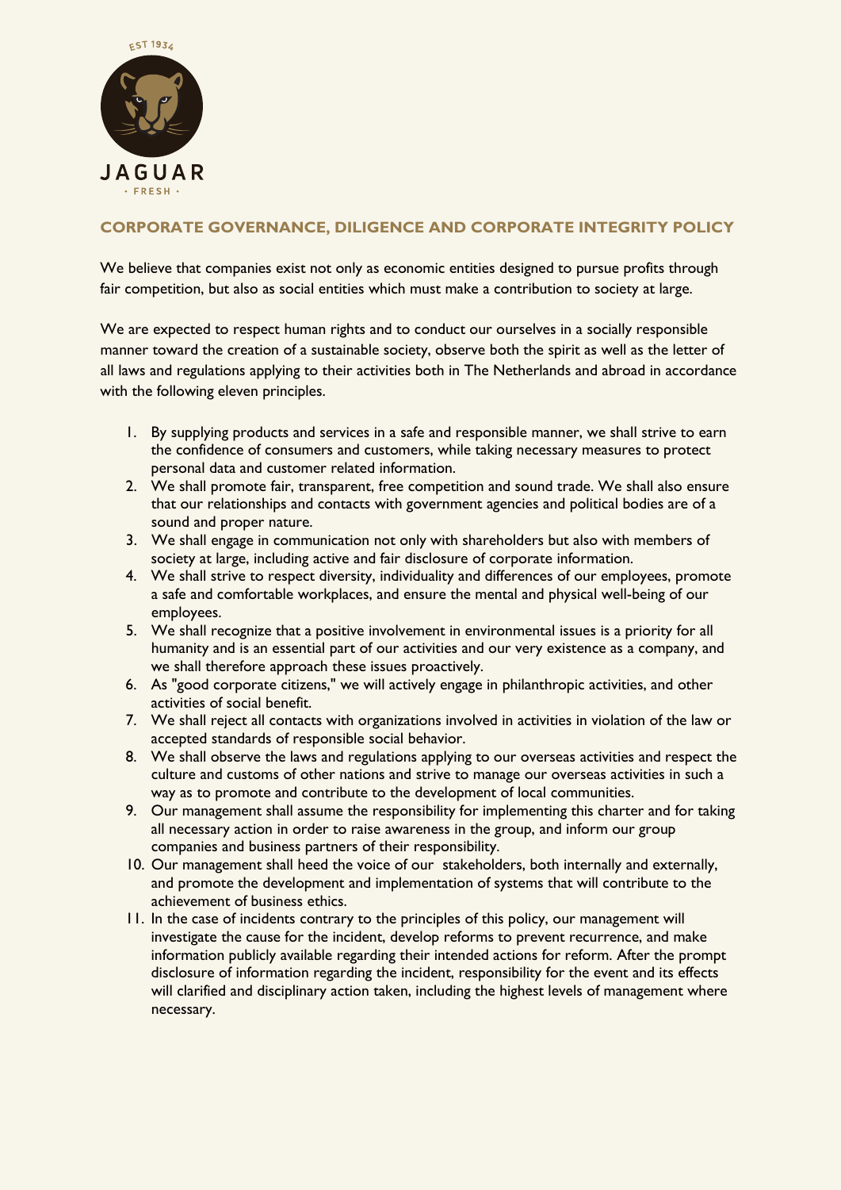EST 1934

JAGUAR

· FRESH ·

## CORPORATE GOVERNANCE, DILIGENCE AND CORPORATE INTEGRITY POLICY

We believe that companies exist not only as economic entities designed to pursue profits through fair competition, but also as social entities which must make a contribution to society at large.

We are expected to respect human rights and to conduct our ourselves in a socially responsible manner toward the creation of a sustainable society, observe both the spirit as well as the letter of all laws and regulations applying to their activities both in The Netherlands and abroad in accordance with the following eleven principles.

1. By supplying products and services in a safe and responsible manner, we shall strive to earn the confidence of consumers and customers, while taking necessary measures to protect personal data and customer related information.
2. We shall promote fair, transparent, free competition and sound trade. We shall also ensure that our relationships and contacts with government agencies and political bodies are of a sound and proper nature.
3. We shall engage in communication not only with shareholders but also with members of society at large, including active and fair disclosure of corporate information.
4. We shall strive to respect diversity, individuality and differences of our employees, promote a safe and comfortable workplaces, and ensure the mental and physical well-being of our employees.
5. We shall recognize that a positive involvement in environmental issues is a priority for all humanity and is an essential part of our activities and our very existence as a company, and we shall therefore approach these issues proactively.
6. As "good corporate citizens," we will actively engage in philanthropic activities, and other activities of social benefit.
7. We shall reject all contacts with organizations involved in activities in violation of the law or accepted standards of responsible social behavior.
8. We shall observe the laws and regulations applying to our overseas activities and respect the culture and customs of other nations and strive to manage our overseas activities in such a way as to promote and contribute to the development of local communities.
9. Our management shall assume the responsibility for implementing this charter and for taking all necessary action in order to raise awareness in the group, and inform our group companies and business partners of their responsibility.
10. Our management shall heed the voice of our stakeholders, both internally and externally, and promote the development and implementation of systems that will contribute to the achievement of business ethics.
11. In the case of incidents contrary to the principles of this policy, our management will investigate the cause for the incident, develop reforms to prevent recurrence, and make information publicly available regarding their intended actions for reform. After the prompt disclosure of information regarding the incident, responsibility for the event and its effects will clarified and disciplinary action taken, including the highest levels of management where necessary.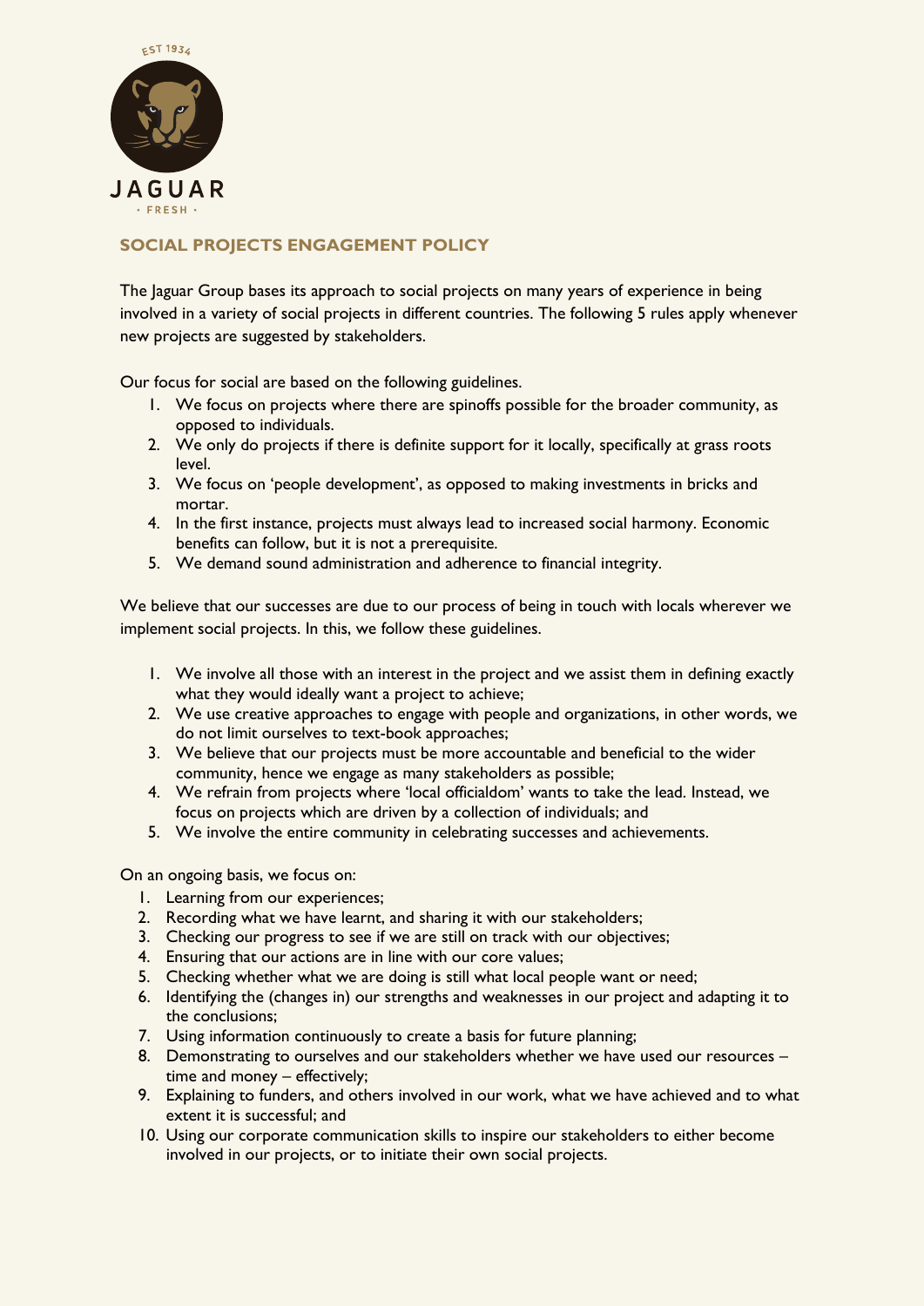EST 1934

JAGUAR

· FRESH ·

## SOCIAL PROJECTS ENGAGEMENT POLICY

The Jaguar Group bases its approach to social projects on many years of experience in being involved in a variety of social projects in different countries. The following 5 rules apply whenever new projects are suggested by stakeholders.

Our focus for social are based on the following guidelines.

1. We focus on projects where there are spinoffs possible for the broader community, as opposed to individuals.
2. We only do projects if there is definite support for it locally, specifically at grass roots level.
3. We focus on 'people development', as opposed to making investments in bricks and mortar.
4. In the first instance, projects must always lead to increased social harmony. Economic benefits can follow, but it is not a prerequisite.
5. We demand sound administration and adherence to financial integrity.

We believe that our successes are due to our process of being in touch with locals wherever we implement social projects. In this, we follow these guidelines.

1. We involve all those with an interest in the project and we assist them in defining exactly what they would ideally want a project to achieve;
2. We use creative approaches to engage with people and organizations, in other words, we do not limit ourselves to text-book approaches;
3. We believe that our projects must be more accountable and beneficial to the wider community, hence we engage as many stakeholders as possible;
4. We refrain from projects where 'local officialdom' wants to take the lead. Instead, we focus on projects which are driven by a collection of individuals; and
5. We involve the entire community in celebrating successes and achievements.

On an ongoing basis, we focus on:

1. Learning from our experiences;
2. Recording what we have learnt, and sharing it with our stakeholders;
3. Checking our progress to see if we are still on track with our objectives;
4. Ensuring that our actions are in line with our core values;
5. Checking whether what we are doing is still what local people want or need;
6. Identifying the (changes in) our strengths and weaknesses in our project and adapting it to the conclusions;
7. Using information continuously to create a basis for future planning;
8. Demonstrating to ourselves and our stakeholders whether we have used our resources – time and money – effectively;
9. Explaining to funders, and others involved in our work, what we have achieved and to what extent it is successful; and
10. Using our corporate communication skills to inspire our stakeholders to either become involved in our projects, or to initiate their own social projects.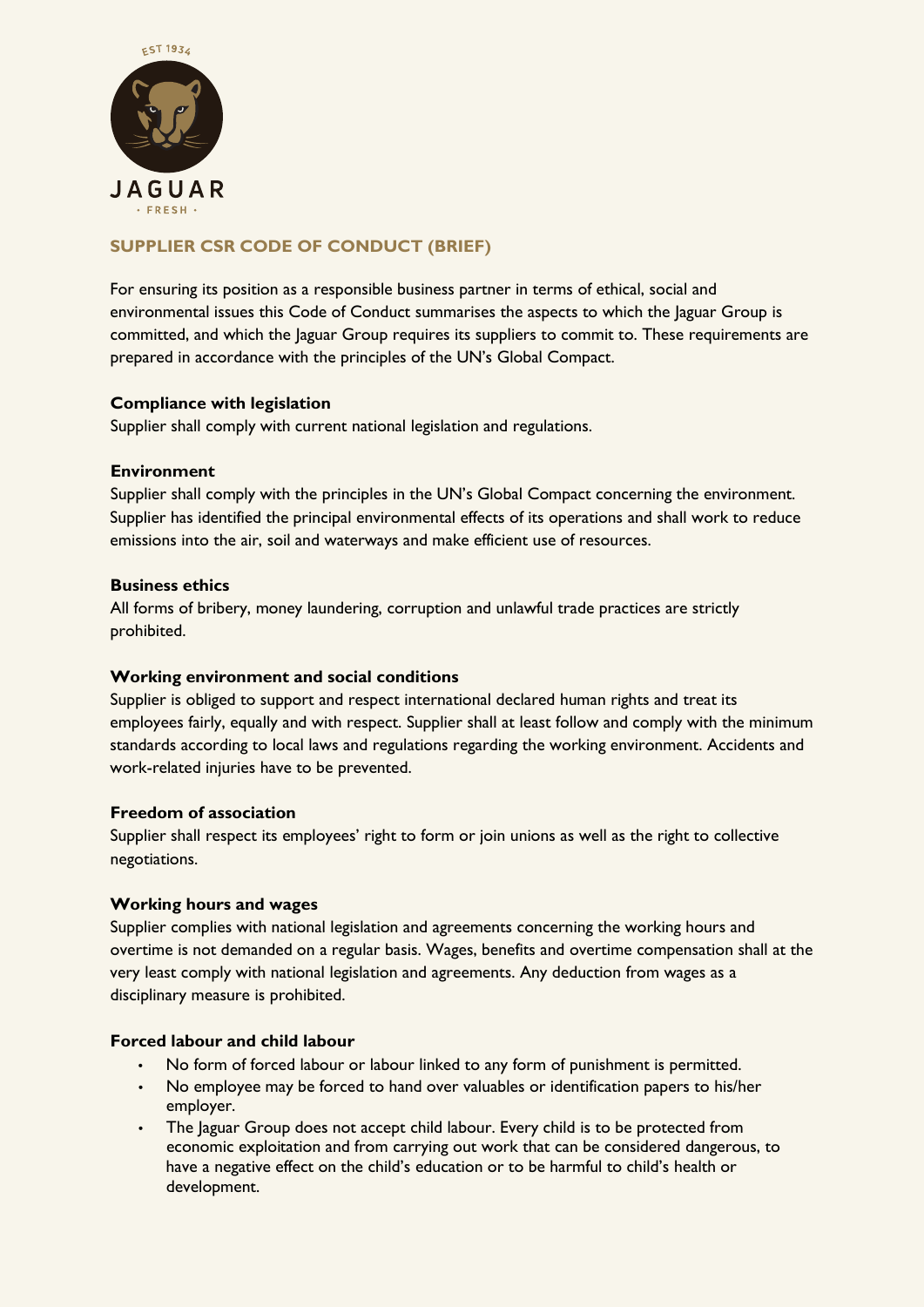## SUPPLIER CSR CODE OF CONDUCT (BRIEF)

For ensuring its position as a responsible business partner in terms of ethical, social and environmental issues this Code of Conduct summarises the aspects to which the Jaguar Group is committed, and which the Jaguar Group requires its suppliers to commit to. These requirements are prepared in accordance with the principles of the UN's Global Compact.

### Compliance with legislation

Supplier shall comply with current national legislation and regulations.

### Environment

Supplier shall comply with the principles in the UN's Global Compact concerning the environment. Supplier has identified the principal environmental effects of its operations and shall work to reduce emissions into the air, soil and waterways and make efficient use of resources.

### Business ethics

All forms of bribery, money laundering, corruption and unlawful trade practices are strictly prohibited.

### Working environment and social conditions

Supplier is obliged to support and respect international declared human rights and treat its employees fairly, equally and with respect. Supplier shall at least follow and comply with the minimum standards according to local laws and regulations regarding the working environment. Accidents and work-related injuries have to be prevented.

### Freedom of association

Supplier shall respect its employees' right to form or join unions as well as the right to collective negotiations.

### Working hours and wages

Supplier complies with national legislation and agreements concerning the working hours and overtime is not demanded on a regular basis. Wages, benefits and overtime compensation shall at the very least comply with national legislation and agreements. Any deduction from wages as a disciplinary measure is prohibited.

### Forced labour and child labour

- No form of forced labour or labour linked to any form of punishment is permitted.
- No employee may be forced to hand over valuables or identification papers to his/her employer.
- The Jaguar Group does not accept child labour. Every child is to be protected from economic exploitation and from carrying out work that can be considered dangerous, to have a negative effect on the child's education or to be harmful to child's health or development.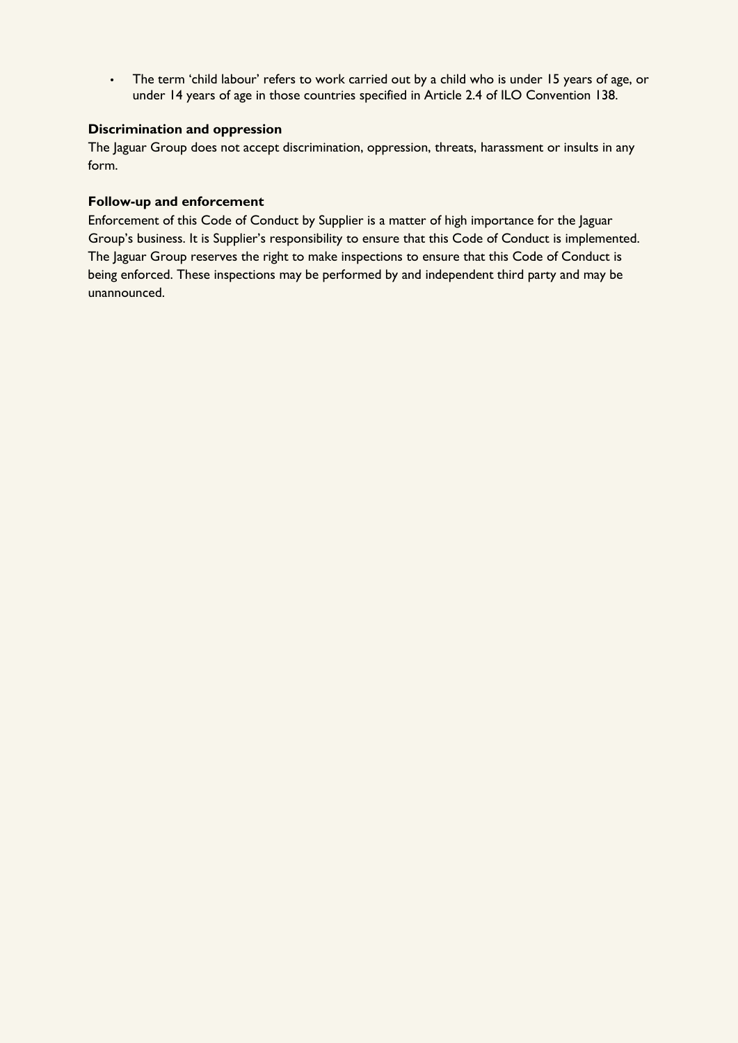- The term 'child labour' refers to work carried out by a child who is under 15 years of age, or under 14 years of age in those countries specified in Article 2.4 of ILO Convention 138.

**Discrimination and oppression**

The Jaguar Group does not accept discrimination, oppression, threats, harassment or insults in any form.

**Follow-up and enforcement**

Enforcement of this Code of Conduct by Supplier is a matter of high importance for the Jaguar Group's business. It is Supplier's responsibility to ensure that this Code of Conduct is implemented. The Jaguar Group reserves the right to make inspections to ensure that this Code of Conduct is being enforced. These inspections may be performed by and independent third party and may be unannounced.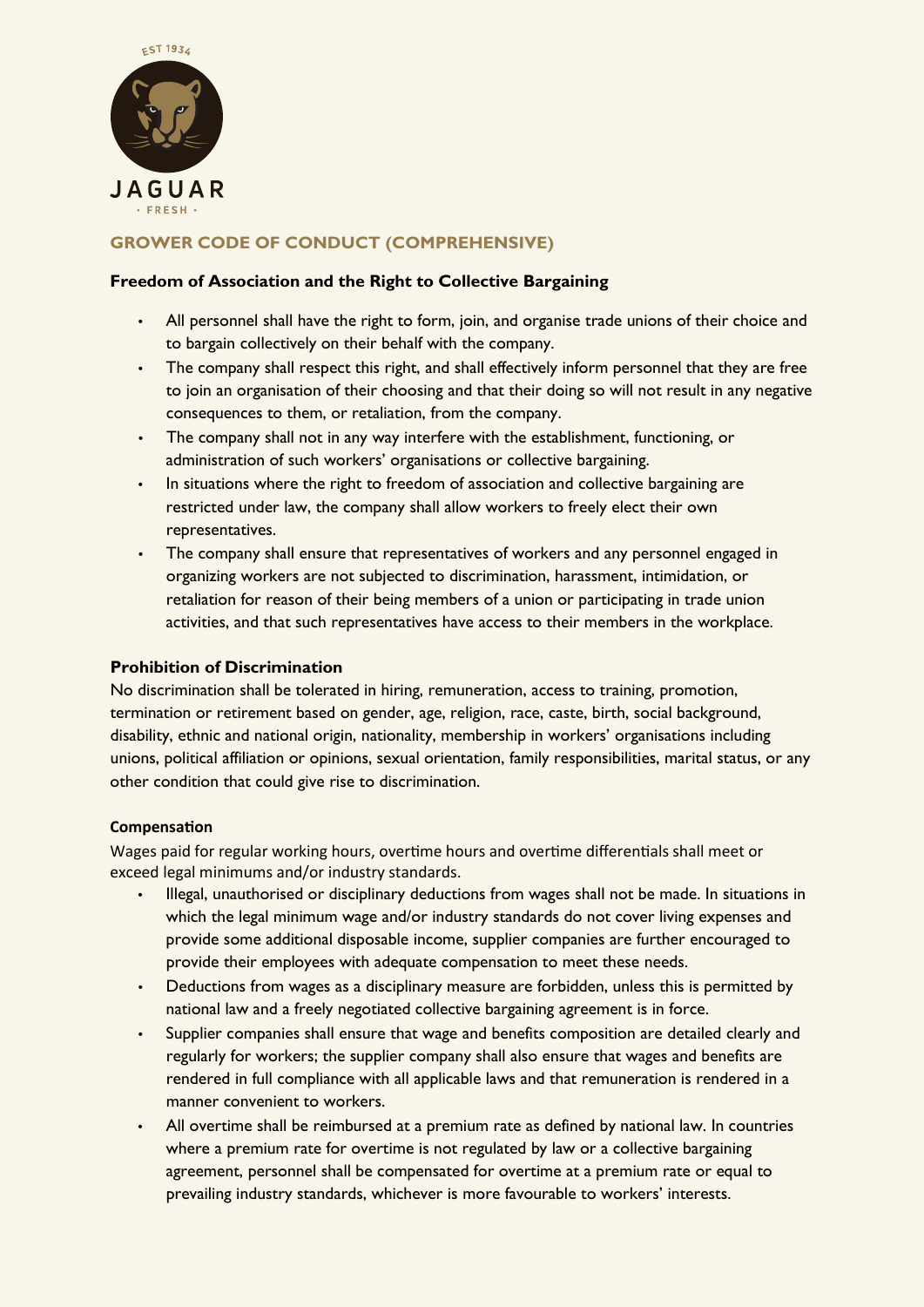## GROWER CODE OF CONDUCT (COMPREHENSIVE)

### Freedom of Association and the Right to Collective Bargaining

- All personnel shall have the right to form, join, and organise trade unions of their choice and to bargain collectively on their behalf with the company.
- The company shall respect this right, and shall effectively inform personnel that they are free to join an organisation of their choosing and that their doing so will not result in any negative consequences to them, or retaliation, from the company.
- The company shall not in any way interfere with the establishment, functioning, or administration of such workers' organisations or collective bargaining.
- In situations where the right to freedom of association and collective bargaining are restricted under law, the company shall allow workers to freely elect their own representatives.
- The company shall ensure that representatives of workers and any personnel engaged in organizing workers are not subjected to discrimination, harassment, intimidation, or retaliation for reason of their being members of a union or participating in trade union activities, and that such representatives have access to their members in the workplace.

### Prohibition of Discrimination

No discrimination shall be tolerated in hiring, remuneration, access to training, promotion, termination or retirement based on gender, age, religion, race, caste, birth, social background, disability, ethnic and national origin, nationality, membership in workers' organisations including unions, political affiliation or opinions, sexual orientation, family responsibilities, marital status, or any other condition that could give rise to discrimination.

### Compensation

Wages paid for regular working hours, overtime hours and overtime differentials shall meet or exceed legal minimums and/or industry standards.

- Illegal, unauthorised or disciplinary deductions from wages shall not be made. In situations in which the legal minimum wage and/or industry standards do not cover living expenses and provide some additional disposable income, supplier companies are further encouraged to provide their employees with adequate compensation to meet these needs.
- Deductions from wages as a disciplinary measure are forbidden, unless this is permitted by national law and a freely negotiated collective bargaining agreement is in force.
- Supplier companies shall ensure that wage and benefits composition are detailed clearly and regularly for workers; the supplier company shall also ensure that wages and benefits are rendered in full compliance with all applicable laws and that remuneration is rendered in a manner convenient to workers.
- All overtime shall be reimbursed at a premium rate as defined by national law. In countries where a premium rate for overtime is not regulated by law or a collective bargaining agreement, personnel shall be compensated for overtime at a premium rate or equal to prevailing industry standards, whichever is more favourable to workers' interests.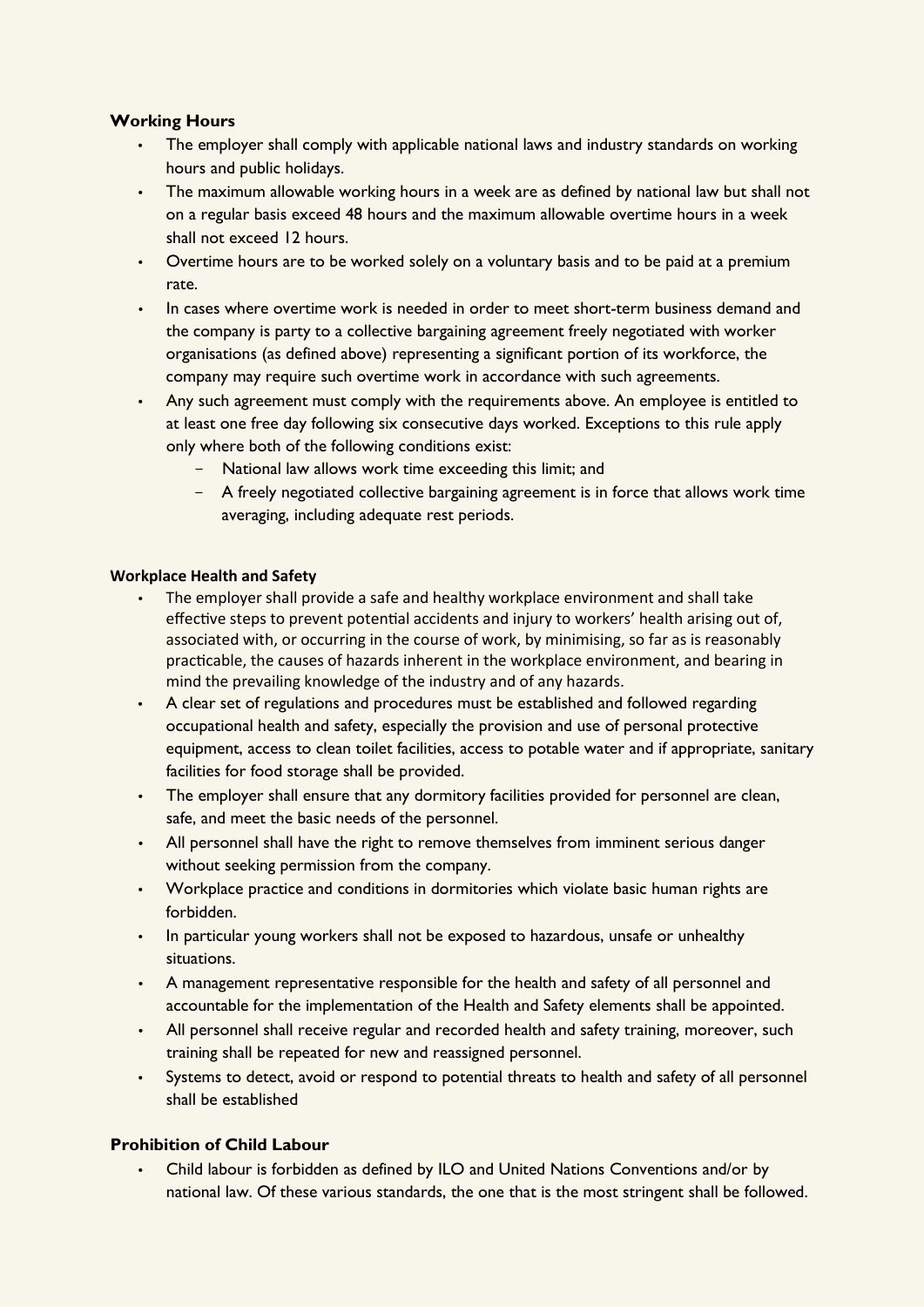### Working Hours

- The employer shall comply with applicable national laws and industry standards on working hours and public holidays.
- The maximum allowable working hours in a week are as defined by national law but shall not on a regular basis exceed 48 hours and the maximum allowable overtime hours in a week shall not exceed 12 hours.
- Overtime hours are to be worked solely on a voluntary basis and to be paid at a premium rate.
- In cases where overtime work is needed in order to meet short-term business demand and the company is party to a collective bargaining agreement freely negotiated with worker organisations (as defined above) representing a significant portion of its workforce, the company may require such overtime work in accordance with such agreements.
- Any such agreement must comply with the requirements above. An employee is entitled to at least one free day following six consecutive days worked. Exceptions to this rule apply only where both of the following conditions exist:
  - National law allows work time exceeding this limit; and
  - A freely negotiated collective bargaining agreement is in force that allows work time averaging, including adequate rest periods.

### Workplace Health and Safety

- The employer shall provide a safe and healthy workplace environment and shall take effective steps to prevent potential accidents and injury to workers' health arising out of, associated with, or occurring in the course of work, by minimising, so far as is reasonably practicable, the causes of hazards inherent in the workplace environment, and bearing in mind the prevailing knowledge of the industry and of any hazards.
- A clear set of regulations and procedures must be established and followed regarding occupational health and safety, especially the provision and use of personal protective equipment, access to clean toilet facilities, access to potable water and if appropriate, sanitary facilities for food storage shall be provided.
- The employer shall ensure that any dormitory facilities provided for personnel are clean, safe, and meet the basic needs of the personnel.
- All personnel shall have the right to remove themselves from imminent serious danger without seeking permission from the company.
- Workplace practice and conditions in dormitories which violate basic human rights are forbidden.
- In particular young workers shall not be exposed to hazardous, unsafe or unhealthy situations.
- A management representative responsible for the health and safety of all personnel and accountable for the implementation of the Health and Safety elements shall be appointed.
- All personnel shall receive regular and recorded health and safety training, moreover, such training shall be repeated for new and reassigned personnel.
- Systems to detect, avoid or respond to potential threats to health and safety of all personnel shall be established

### Prohibition of Child Labour

- Child labour is forbidden as defined by ILO and United Nations Conventions and/or by national law. Of these various standards, the one that is the most stringent shall be followed.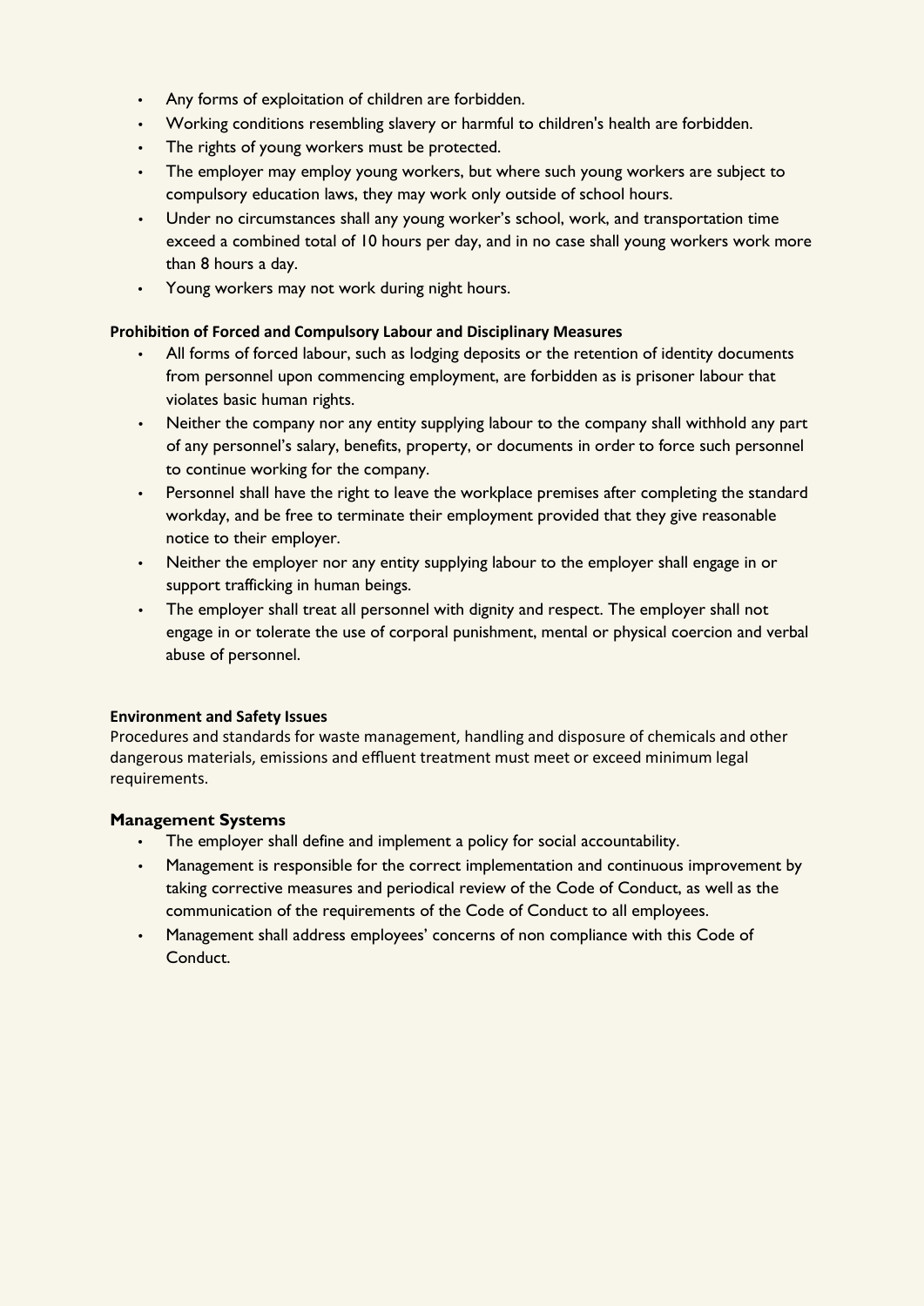- Any forms of exploitation of children are forbidden.
- Working conditions resembling slavery or harmful to children's health are forbidden.
- The rights of young workers must be protected.
- The employer may employ young workers, but where such young workers are subject to compulsory education laws, they may work only outside of school hours.
- Under no circumstances shall any young worker's school, work, and transportation time exceed a combined total of 10 hours per day, and in no case shall young workers work more than 8 hours a day.
- Young workers may not work during night hours.

**Prohibition of Forced and Compulsory Labour and Disciplinary Measures**

- All forms of forced labour, such as lodging deposits or the retention of identity documents from personnel upon commencing employment, are forbidden as is prisoner labour that violates basic human rights.
- Neither the company nor any entity supplying labour to the company shall withhold any part of any personnel's salary, benefits, property, or documents in order to force such personnel to continue working for the company.
- Personnel shall have the right to leave the workplace premises after completing the standard workday, and be free to terminate their employment provided that they give reasonable notice to their employer.
- Neither the employer nor any entity supplying labour to the employer shall engage in or support trafficking in human beings.
- The employer shall treat all personnel with dignity and respect. The employer shall not engage in or tolerate the use of corporal punishment, mental or physical coercion and verbal abuse of personnel.

**Environment and Safety Issues**

Procedures and standards for waste management, handling and disposure of chemicals and other dangerous materials, emissions and effluent treatment must meet or exceed minimum legal requirements.

**Management Systems**

- The employer shall define and implement a policy for social accountability.
- Management is responsible for the correct implementation and continuous improvement by taking corrective measures and periodical review of the Code of Conduct, as well as the communication of the requirements of the Code of Conduct to all employees.
- Management shall address employees' concerns of non compliance with this Code of Conduct.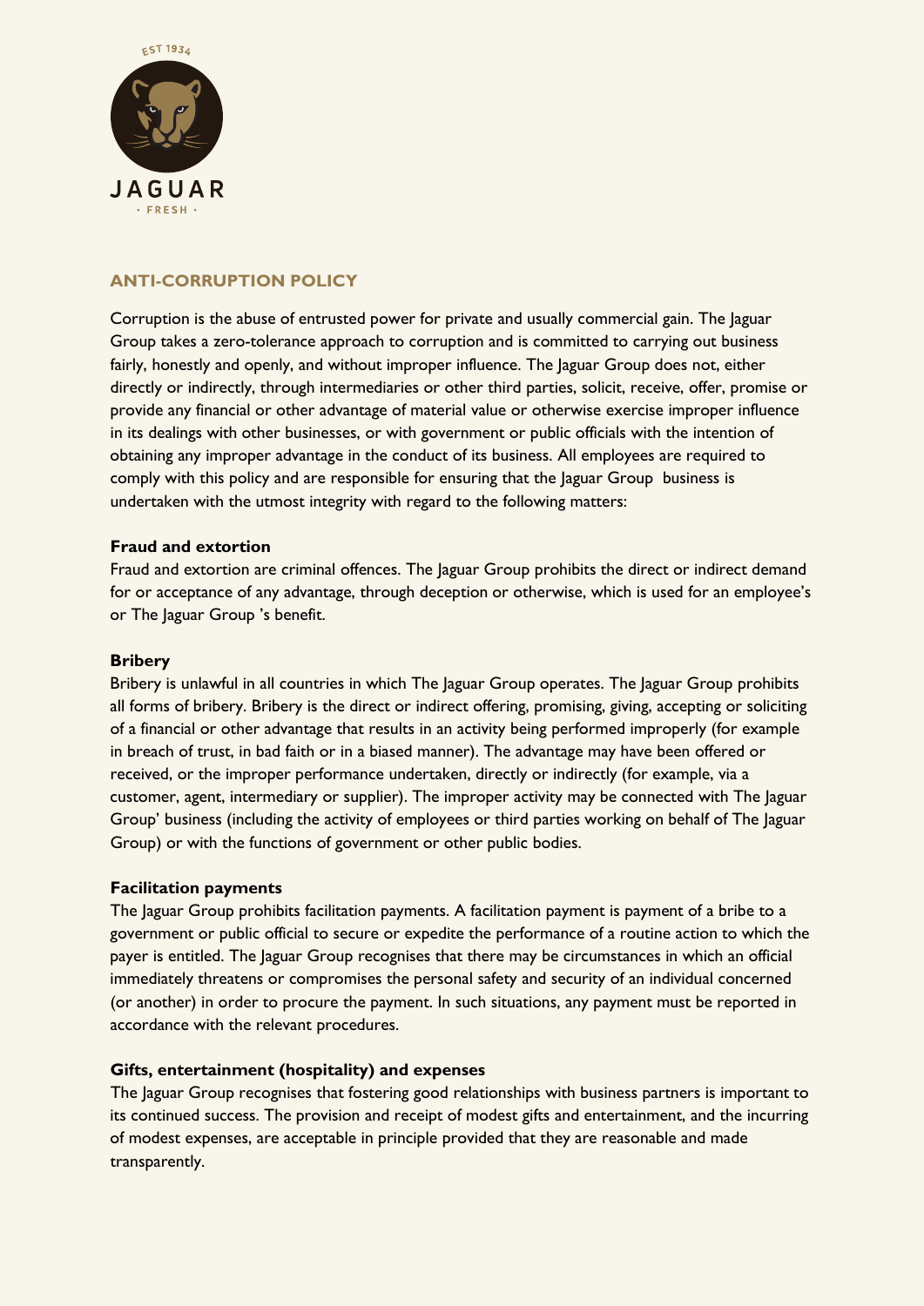## ANTI-CORRUPTION POLICY

Corruption is the abuse of entrusted power for private and usually commercial gain. The Jaguar Group takes a zero-tolerance approach to corruption and is committed to carrying out business fairly, honestly and openly, and without improper influence. The Jaguar Group does not, either directly or indirectly, through intermediaries or other third parties, solicit, receive, offer, promise or provide any financial or other advantage of material value or otherwise exercise improper influence in its dealings with other businesses, or with government or public officials with the intention of obtaining any improper advantage in the conduct of its business. All employees are required to comply with this policy and are responsible for ensuring that the Jaguar Group business is undertaken with the utmost integrity with regard to the following matters:

**Fraud and extortion**

Fraud and extortion are criminal offences. The Jaguar Group prohibits the direct or indirect demand for or acceptance of any advantage, through deception or otherwise, which is used for an employee's or The Jaguar Group 's benefit.

**Bribery**

Bribery is unlawful in all countries in which The Jaguar Group operates. The Jaguar Group prohibits all forms of bribery. Bribery is the direct or indirect offering, promising, giving, accepting or soliciting of a financial or other advantage that results in an activity being performed improperly (for example in breach of trust, in bad faith or in a biased manner). The advantage may have been offered or received, or the improper performance undertaken, directly or indirectly (for example, via a customer, agent, intermediary or supplier). The improper activity may be connected with The Jaguar Group' business (including the activity of employees or third parties working on behalf of The Jaguar Group) or with the functions of government or other public bodies.

**Facilitation payments**

The Jaguar Group prohibits facilitation payments. A facilitation payment is payment of a bribe to a government or public official to secure or expedite the performance of a routine action to which the payer is entitled. The Jaguar Group recognises that there may be circumstances in which an official immediately threatens or compromises the personal safety and security of an individual concerned (or another) in order to procure the payment. In such situations, any payment must be reported in accordance with the relevant procedures.

**Gifts, entertainment (hospitality) and expenses**

The Jaguar Group recognises that fostering good relationships with business partners is important to its continued success. The provision and receipt of modest gifts and entertainment, and the incurring of modest expenses, are acceptable in principle provided that they are reasonable and made transparently.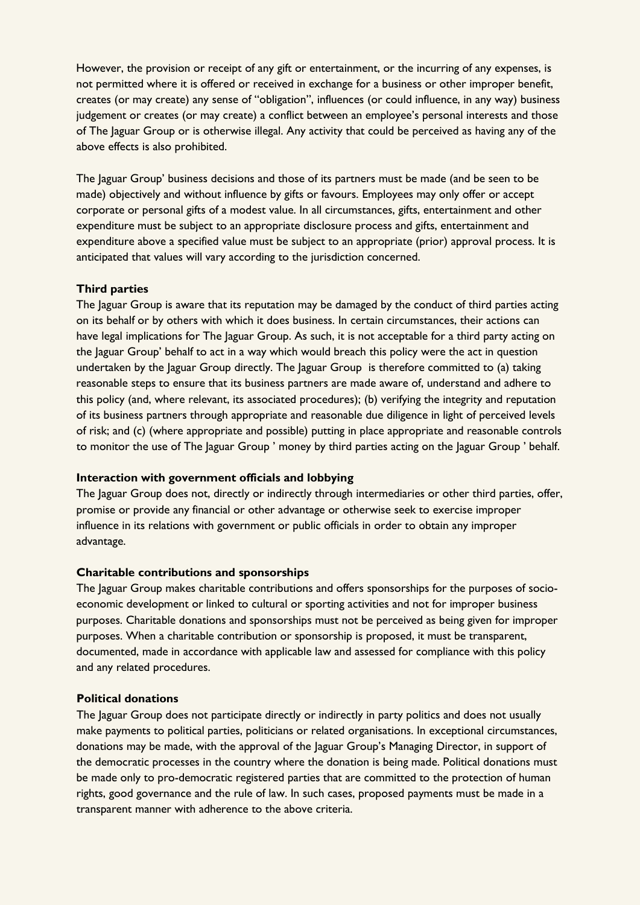However, the provision or receipt of any gift or entertainment, or the incurring of any expenses, is not permitted where it is offered or received in exchange for a business or other improper benefit, creates (or may create) any sense of "obligation", influences (or could influence, in any way) business judgement or creates (or may create) a conflict between an employee's personal interests and those of The Jaguar Group or is otherwise illegal. Any activity that could be perceived as having any of the above effects is also prohibited.

The Jaguar Group' business decisions and those of its partners must be made (and be seen to be made) objectively and without influence by gifts or favours. Employees may only offer or accept corporate or personal gifts of a modest value. In all circumstances, gifts, entertainment and other expenditure must be subject to an appropriate disclosure process and gifts, entertainment and expenditure above a specified value must be subject to an appropriate (prior) approval process. It is anticipated that values will vary according to the jurisdiction concerned.

**Third parties**

The Jaguar Group is aware that its reputation may be damaged by the conduct of third parties acting on its behalf or by others with which it does business. In certain circumstances, their actions can have legal implications for The Jaguar Group. As such, it is not acceptable for a third party acting on the Jaguar Group' behalf to act in a way which would breach this policy were the act in question undertaken by the Jaguar Group directly. The Jaguar Group is therefore committed to (a) taking reasonable steps to ensure that its business partners are made aware of, understand and adhere to this policy (and, where relevant, its associated procedures); (b) verifying the integrity and reputation of its business partners through appropriate and reasonable due diligence in light of perceived levels of risk; and (c) (where appropriate and possible) putting in place appropriate and reasonable controls to monitor the use of The Jaguar Group ' money by third parties acting on the Jaguar Group ' behalf.

**Interaction with government officials and lobbying**

The Jaguar Group does not, directly or indirectly through intermediaries or other third parties, offer, promise or provide any financial or other advantage or otherwise seek to exercise improper influence in its relations with government or public officials in order to obtain any improper advantage.

**Charitable contributions and sponsorships**

The Jaguar Group makes charitable contributions and offers sponsorships for the purposes of socio-economic development or linked to cultural or sporting activities and not for improper business purposes. Charitable donations and sponsorships must not be perceived as being given for improper purposes. When a charitable contribution or sponsorship is proposed, it must be transparent, documented, made in accordance with applicable law and assessed for compliance with this policy and any related procedures.

**Political donations**

The Jaguar Group does not participate directly or indirectly in party politics and does not usually make payments to political parties, politicians or related organisations. In exceptional circumstances, donations may be made, with the approval of the Jaguar Group's Managing Director, in support of the democratic processes in the country where the donation is being made. Political donations must be made only to pro-democratic registered parties that are committed to the protection of human rights, good governance and the rule of law. In such cases, proposed payments must be made in a transparent manner with adherence to the above criteria.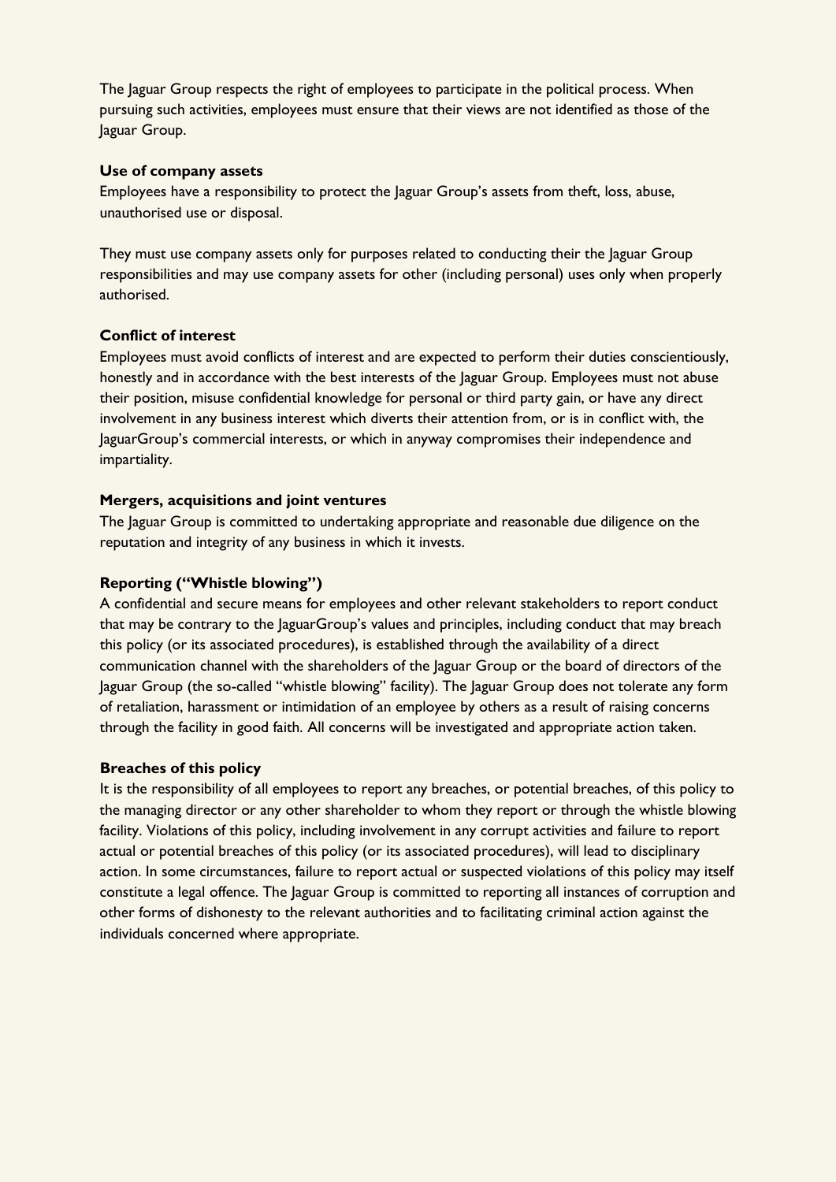The Jaguar Group respects the right of employees to participate in the political process. When pursuing such activities, employees must ensure that their views are not identified as those of the Jaguar Group.

**Use of company assets**

Employees have a responsibility to protect the Jaguar Group's assets from theft, loss, abuse, unauthorised use or disposal.

They must use company assets only for purposes related to conducting their the Jaguar Group responsibilities and may use company assets for other (including personal) uses only when properly authorised.

**Conflict of interest**

Employees must avoid conflicts of interest and are expected to perform their duties conscientiously, honestly and in accordance with the best interests of the Jaguar Group. Employees must not abuse their position, misuse confidential knowledge for personal or third party gain, or have any direct involvement in any business interest which diverts their attention from, or is in conflict with, the JaguarGroup's commercial interests, or which in anyway compromises their independence and impartiality.

**Mergers, acquisitions and joint ventures**

The Jaguar Group is committed to undertaking appropriate and reasonable due diligence on the reputation and integrity of any business in which it invests.

**Reporting ("Whistle blowing")**

A confidential and secure means for employees and other relevant stakeholders to report conduct that may be contrary to the JaguarGroup's values and principles, including conduct that may breach this policy (or its associated procedures), is established through the availability of a direct communication channel with the shareholders of the Jaguar Group or the board of directors of the Jaguar Group (the so-called "whistle blowing" facility). The Jaguar Group does not tolerate any form of retaliation, harassment or intimidation of an employee by others as a result of raising concerns through the facility in good faith. All concerns will be investigated and appropriate action taken.

**Breaches of this policy**

It is the responsibility of all employees to report any breaches, or potential breaches, of this policy to the managing director or any other shareholder to whom they report or through the whistle blowing facility. Violations of this policy, including involvement in any corrupt activities and failure to report actual or potential breaches of this policy (or its associated procedures), will lead to disciplinary action. In some circumstances, failure to report actual or suspected violations of this policy may itself constitute a legal offence. The Jaguar Group is committed to reporting all instances of corruption and other forms of dishonesty to the relevant authorities and to facilitating criminal action against the individuals concerned where appropriate.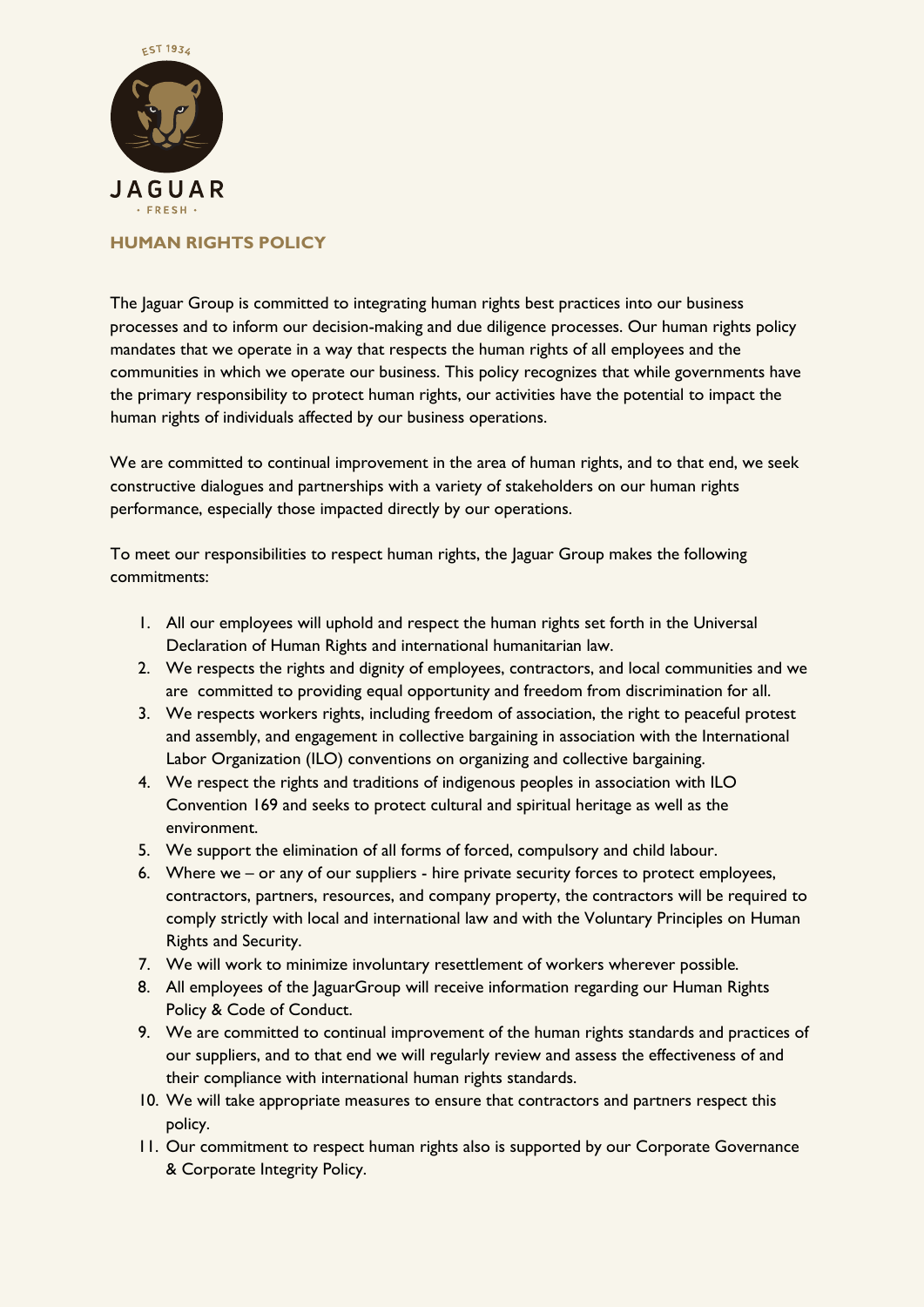## HUMAN RIGHTS POLICY

The Jaguar Group is committed to integrating human rights best practices into our business processes and to inform our decision-making and due diligence processes. Our human rights policy mandates that we operate in a way that respects the human rights of all employees and the communities in which we operate our business. This policy recognizes that while governments have the primary responsibility to protect human rights, our activities have the potential to impact the human rights of individuals affected by our business operations.

We are committed to continual improvement in the area of human rights, and to that end, we seek constructive dialogues and partnerships with a variety of stakeholders on our human rights performance, especially those impacted directly by our operations.

To meet our responsibilities to respect human rights, the Jaguar Group makes the following commitments:

1. All our employees will uphold and respect the human rights set forth in the Universal Declaration of Human Rights and international humanitarian law.
2. We respects the rights and dignity of employees, contractors, and local communities and we are committed to providing equal opportunity and freedom from discrimination for all.
3. We respects workers rights, including freedom of association, the right to peaceful protest and assembly, and engagement in collective bargaining in association with the International Labor Organization (ILO) conventions on organizing and collective bargaining.
4. We respect the rights and traditions of indigenous peoples in association with ILO Convention 169 and seeks to protect cultural and spiritual heritage as well as the environment.
5. We support the elimination of all forms of forced, compulsory and child labour.
6. Where we – or any of our suppliers - hire private security forces to protect employees, contractors, partners, resources, and company property, the contractors will be required to comply strictly with local and international law and with the Voluntary Principles on Human Rights and Security.
7. We will work to minimize involuntary resettlement of workers wherever possible.
8. All employees of the JaguarGroup will receive information regarding our Human Rights Policy & Code of Conduct.
9. We are committed to continual improvement of the human rights standards and practices of our suppliers, and to that end we will regularly review and assess the effectiveness of and their compliance with international human rights standards.
10. We will take appropriate measures to ensure that contractors and partners respect this policy.
11. Our commitment to respect human rights also is supported by our Corporate Governance & Corporate Integrity Policy.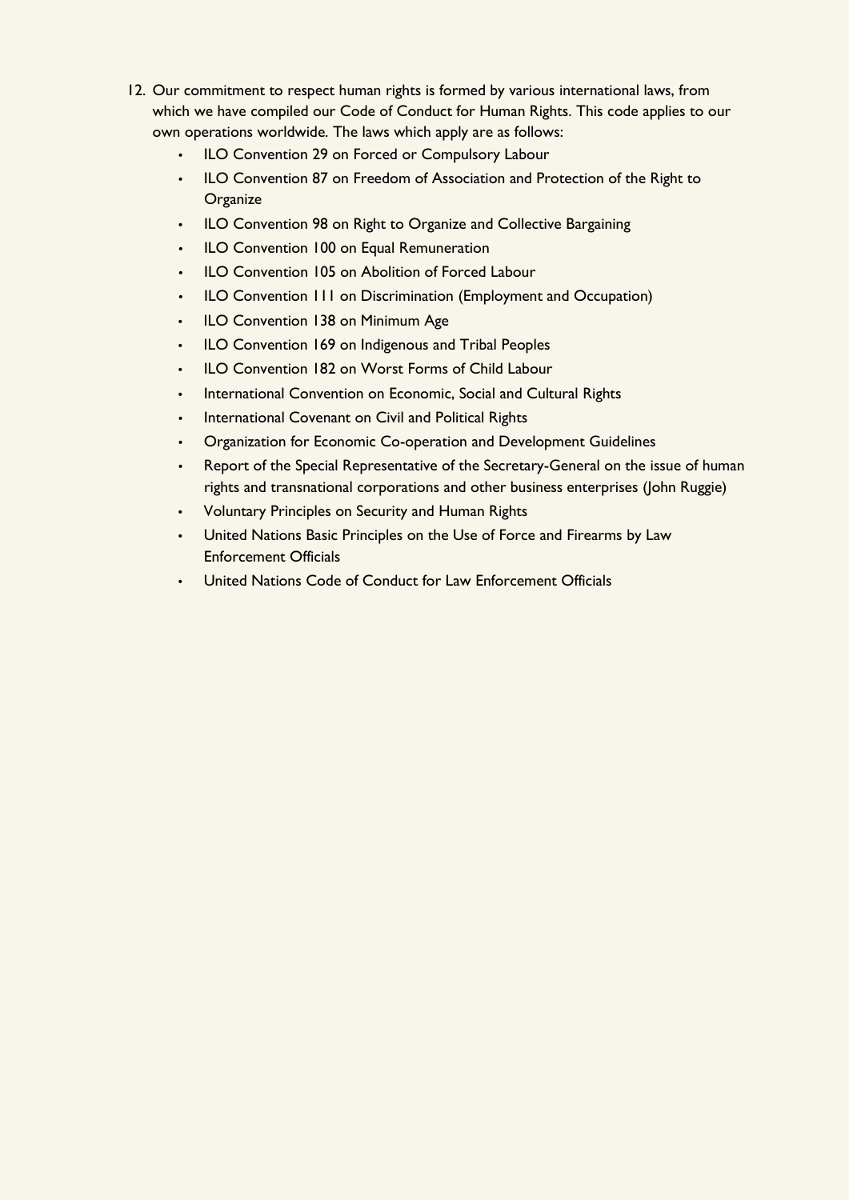12. Our commitment to respect human rights is formed by various international laws, from which we have compiled our Code of Conduct for Human Rights. This code applies to our own operations worldwide. The laws which apply are as follows:
    - ILO Convention 29 on Forced or Compulsory Labour
    - ILO Convention 87 on Freedom of Association and Protection of the Right to Organize
    - ILO Convention 98 on Right to Organize and Collective Bargaining
    - ILO Convention 100 on Equal Remuneration
    - ILO Convention 105 on Abolition of Forced Labour
    - ILO Convention 111 on Discrimination (Employment and Occupation)
    - ILO Convention 138 on Minimum Age
    - ILO Convention 169 on Indigenous and Tribal Peoples
    - ILO Convention 182 on Worst Forms of Child Labour
    - International Convention on Economic, Social and Cultural Rights
    - International Covenant on Civil and Political Rights
    - Organization for Economic Co-operation and Development Guidelines
    - Report of the Special Representative of the Secretary-General on the issue of human rights and transnational corporations and other business enterprises (John Ruggie)
    - Voluntary Principles on Security and Human Rights
    - United Nations Basic Principles on the Use of Force and Firearms by Law Enforcement Officials
    - United Nations Code of Conduct for Law Enforcement Officials